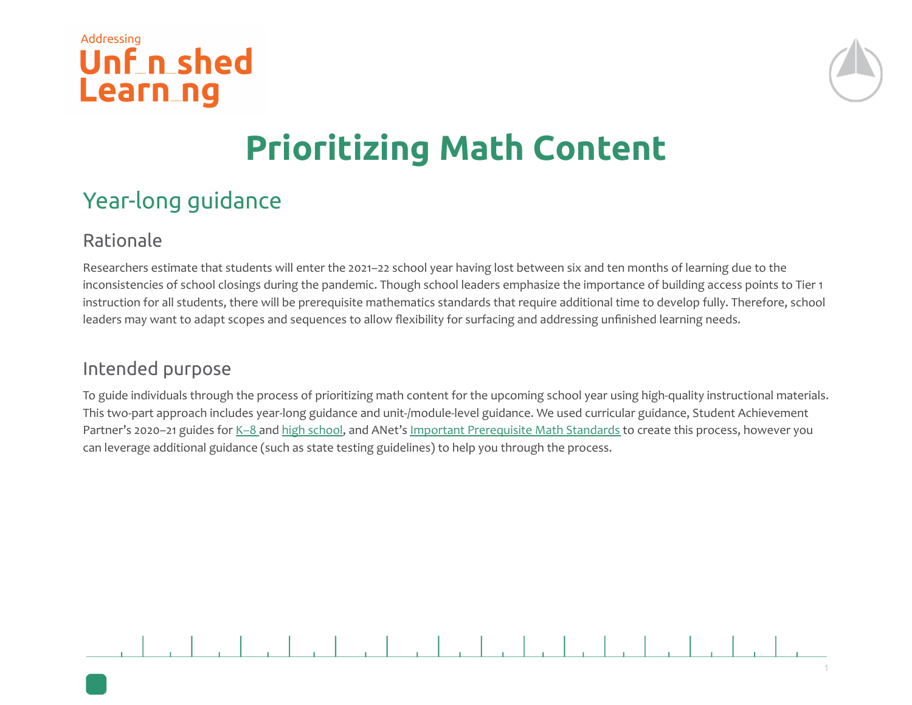# Prioritizing Math Content

## Year-long guidance

### Rationale

Researchers estimate that students will enter the 2021–22 school year having lost between six and ten months of learning due to the inconsistencies of school closings during the pandemic. Though school leaders emphasize the importance of building access points to Tier 1 instruction for all students, there will be prerequisite mathematics standards that require additional time to develop fully. Therefore, school leaders may want to adapt scopes and sequences to allow flexibility for surfacing and addressing unfinished learning needs.

### Intended purpose

To guide individuals through the process of prioritizing math content for the upcoming school year using high-quality instructional materials. This two-part approach includes year-long guidance and unit-/module-level guidance. We used curricular guidance, Student Achievement Partner's 2020–21 guides for K–8 and high school, and ANet's Important Prerequisite Math Standards to create this process, however you can leverage additional guidance (such as state testing guidelines) to help you through the process.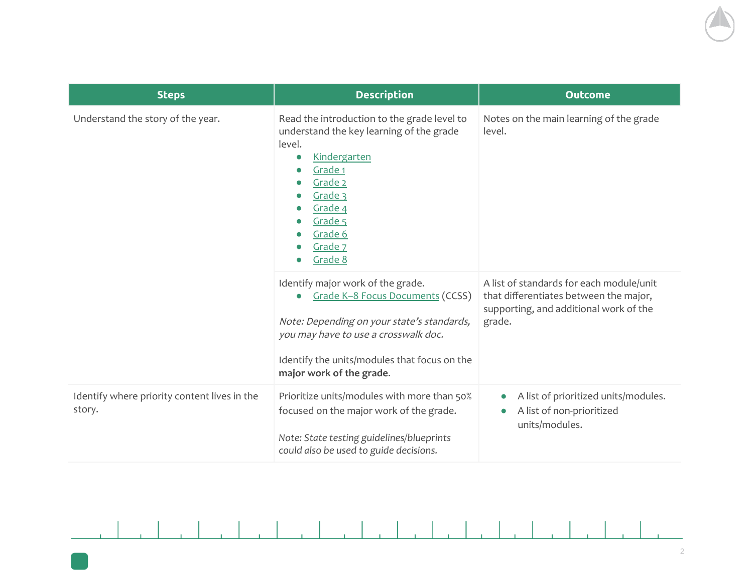| Steps | Description | Outcome |
| --- | --- | --- |
| Understand the story of the year. | Read the introduction to the grade level to understand the key learning of the grade level.<br>• Kindergarten<br>• Grade 1<br>• Grade 2<br>• Grade 3<br>• Grade 4<br>• Grade 5<br>• Grade 6<br>• Grade 7<br>• Grade 8 | Notes on the main learning of the grade level. |
| | Identify major work of the grade.<br>• Grade K–8 Focus Documents (CCSS)<br><br>*Note: Depending on your state's standards, you may have to use a crosswalk doc.*<br><br>Identify the units/modules that focus on the **major work of the grade**. | A list of standards for each module/unit that differentiates between the major, supporting, and additional work of the grade. |
| Identify where priority content lives in the story. | Prioritize units/modules with more than 50% focused on the major work of the grade.<br><br>*Note: State testing guidelines/blueprints could also be used to guide decisions.* | • A list of prioritized units/modules.<br>• A list of non-prioritized units/modules. |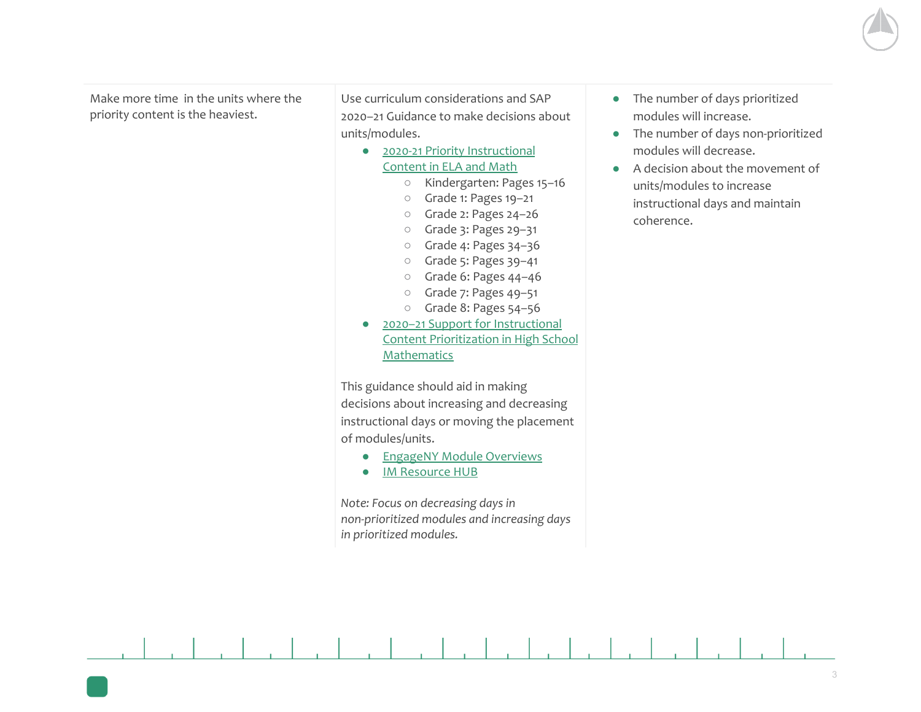| | | |
|---|---|---|
| Make more time in the units where the priority content is the heaviest. | Use curriculum considerations and SAP 2020–21 Guidance to make decisions about units/modules.<br>• 2020-21 Priority Instructional Content in ELA and Math<br>  ○ Kindergarten: Pages 15–16<br>  ○ Grade 1: Pages 19–21<br>  ○ Grade 2: Pages 24–26<br>  ○ Grade 3: Pages 29–31<br>  ○ Grade 4: Pages 34–36<br>  ○ Grade 5: Pages 39–41<br>  ○ Grade 6: Pages 44–46<br>  ○ Grade 7: Pages 49–51<br>  ○ Grade 8: Pages 54–56<br>• 2020–21 Support for Instructional Content Prioritization in High School Mathematics<br><br>This guidance should aid in making decisions about increasing and decreasing instructional days or moving the placement of modules/units.<br>• EngageNY Module Overviews<br>• IM Resource HUB<br><br>*Note: Focus on decreasing days in non-prioritized modules and increasing days in prioritized modules.* | • The number of days prioritized modules will increase.<br>• The number of days non-prioritized modules will decrease.<br>• A decision about the movement of units/modules to increase instructional days and maintain coherence. |